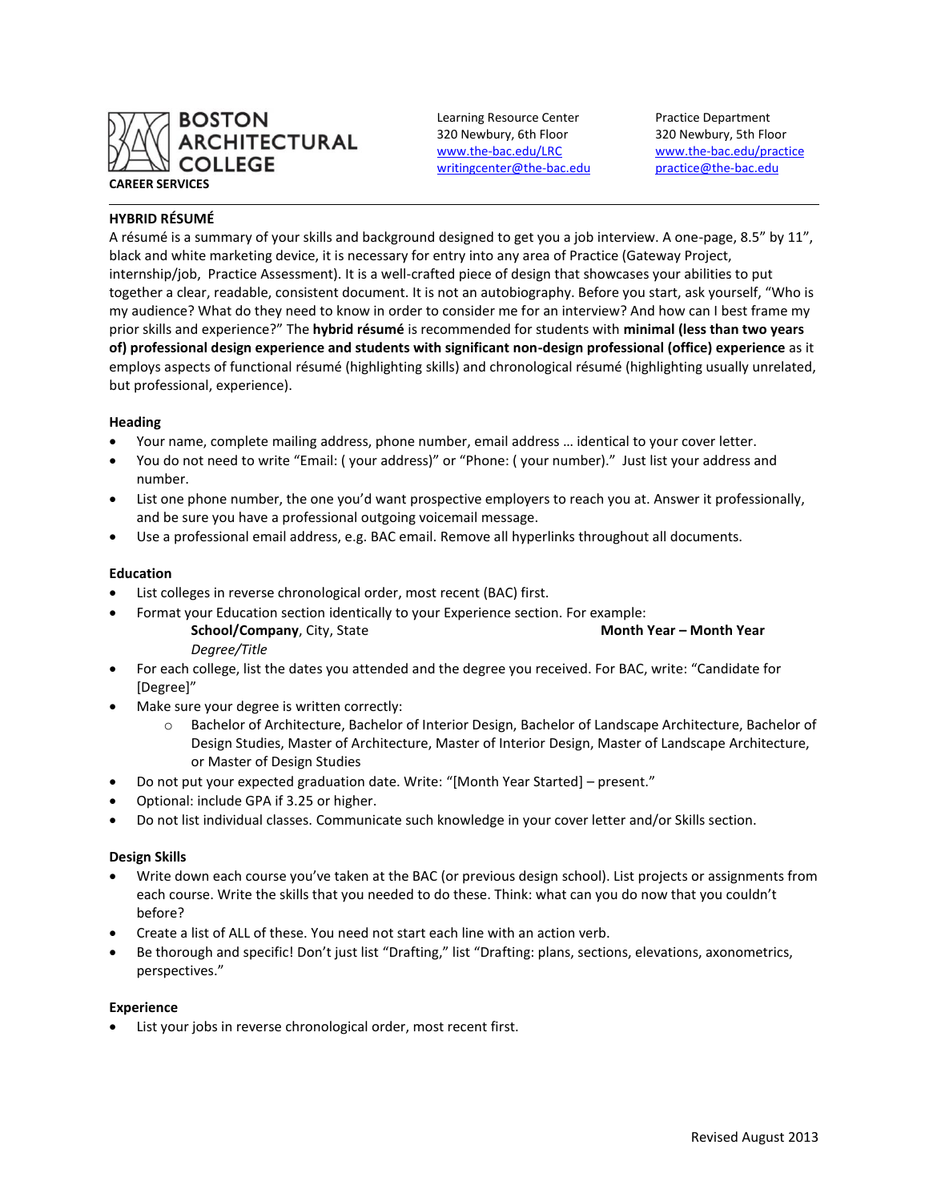BOSTON ARCHITECTURAL COLLEGE

CAREER SERVICES

Learning Resource Center
320 Newbury, 6th Floor
www.the-bac.edu/LRC
writingcenter@the-bac.edu

Practice Department
320 Newbury, 5th Floor
www.the-bac.edu/practice
practice@the-bac.edu

---

## HYBRID RÉSUMÉ

A résumé is a summary of your skills and background designed to get you a job interview. A one-page, 8.5" by 11", black and white marketing device, it is necessary for entry into any area of Practice (Gateway Project, internship/job, Practice Assessment). It is a well-crafted piece of design that showcases your abilities to put together a clear, readable, consistent document. It is not an autobiography. Before you start, ask yourself, "Who is my audience? What do they need to know in order to consider me for an interview? And how can I best frame my prior skills and experience?" The **hybrid résumé** is recommended for students with **minimal (less than two years of) professional design experience and students with significant non-design professional (office) experience** as it employs aspects of functional résumé (highlighting skills) and chronological résumé (highlighting usually unrelated, but professional, experience).

### Heading

- Your name, complete mailing address, phone number, email address … identical to your cover letter.
- You do not need to write "Email: ( your address)" or "Phone: ( your number)." Just list your address and number.
- List one phone number, the one you'd want prospective employers to reach you at. Answer it professionally, and be sure you have a professional outgoing voicemail message.
- Use a professional email address, e.g. BAC email. Remove all hyperlinks throughout all documents.

### Education

- List colleges in reverse chronological order, most recent (BAC) first.
- Format your Education section identically to your Experience section. For example:

  **School/Company**, City, State **Month Year – Month Year**
  *Degree/Title*
- For each college, list the dates you attended and the degree you received. For BAC, write: "Candidate for [Degree]"
- Make sure your degree is written correctly:
  - Bachelor of Architecture, Bachelor of Interior Design, Bachelor of Landscape Architecture, Bachelor of Design Studies, Master of Architecture, Master of Interior Design, Master of Landscape Architecture, or Master of Design Studies
- Do not put your expected graduation date. Write: "[Month Year Started] – present."
- Optional: include GPA if 3.25 or higher.
- Do not list individual classes. Communicate such knowledge in your cover letter and/or Skills section.

### Design Skills

- Write down each course you've taken at the BAC (or previous design school). List projects or assignments from each course. Write the skills that you needed to do these. Think: what can you do now that you couldn't before?
- Create a list of ALL of these. You need not start each line with an action verb.
- Be thorough and specific! Don't just list "Drafting," list "Drafting: plans, sections, elevations, axonometrics, perspectives."

### Experience

- List your jobs in reverse chronological order, most recent first.

Revised August 2013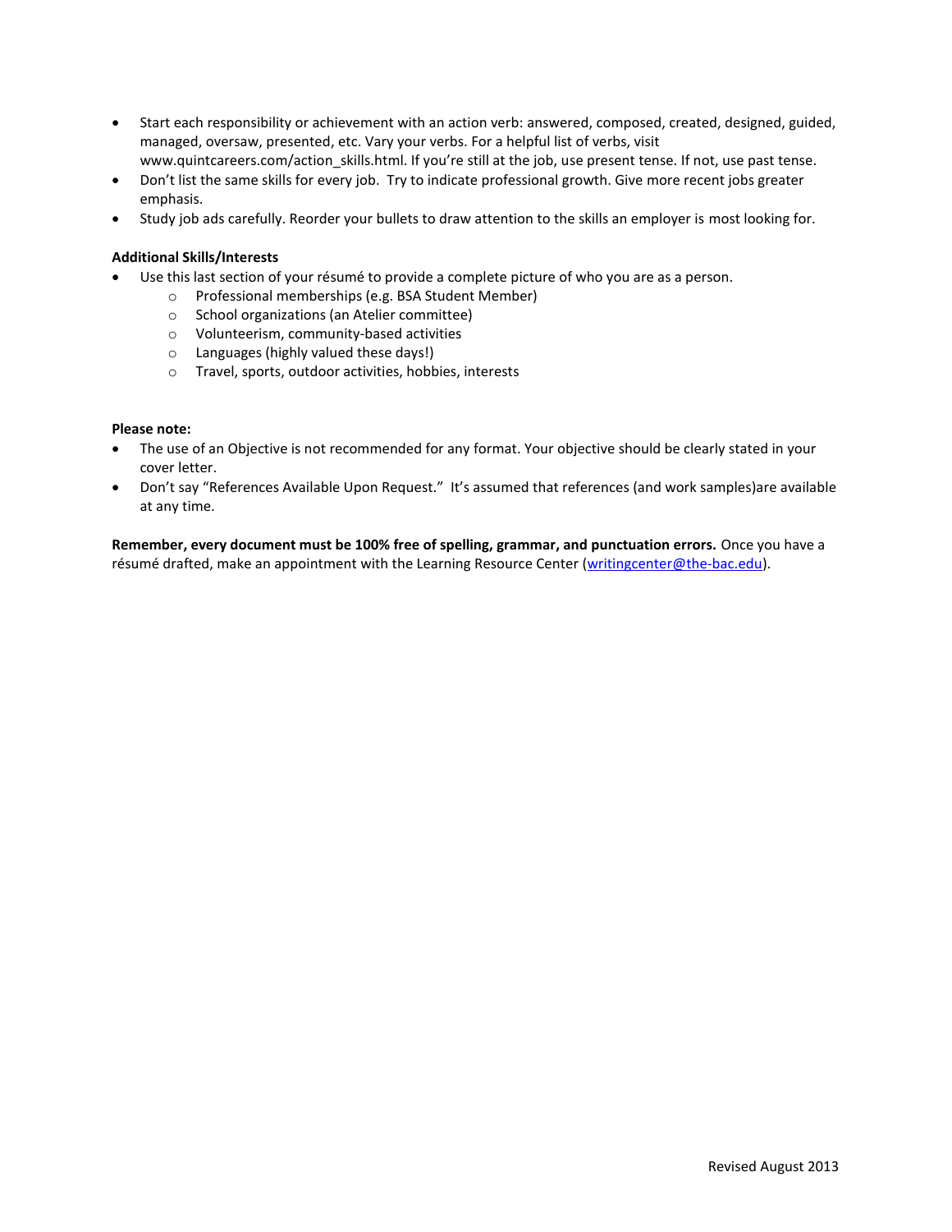- Start each responsibility or achievement with an action verb: answered, composed, created, designed, guided, managed, oversaw, presented, etc. Vary your verbs. For a helpful list of verbs, visit www.quintcareers.com/action_skills.html. If you're still at the job, use present tense. If not, use past tense.
- Don't list the same skills for every job. Try to indicate professional growth. Give more recent jobs greater emphasis.
- Study job ads carefully. Reorder your bullets to draw attention to the skills an employer is most looking for.

**Additional Skills/Interests**

- Use this last section of your résumé to provide a complete picture of who you are as a person.
  - Professional memberships (e.g. BSA Student Member)
  - School organizations (an Atelier committee)
  - Volunteerism, community-based activities
  - Languages (highly valued these days!)
  - Travel, sports, outdoor activities, hobbies, interests

**Please note:**

- The use of an Objective is not recommended for any format. Your objective should be clearly stated in your cover letter.
- Don't say "References Available Upon Request." It's assumed that references (and work samples)are available at any time.

**Remember, every document must be 100% free of spelling, grammar, and punctuation errors.** Once you have a résumé drafted, make an appointment with the Learning Resource Center (writingcenter@the-bac.edu).

Revised August 2013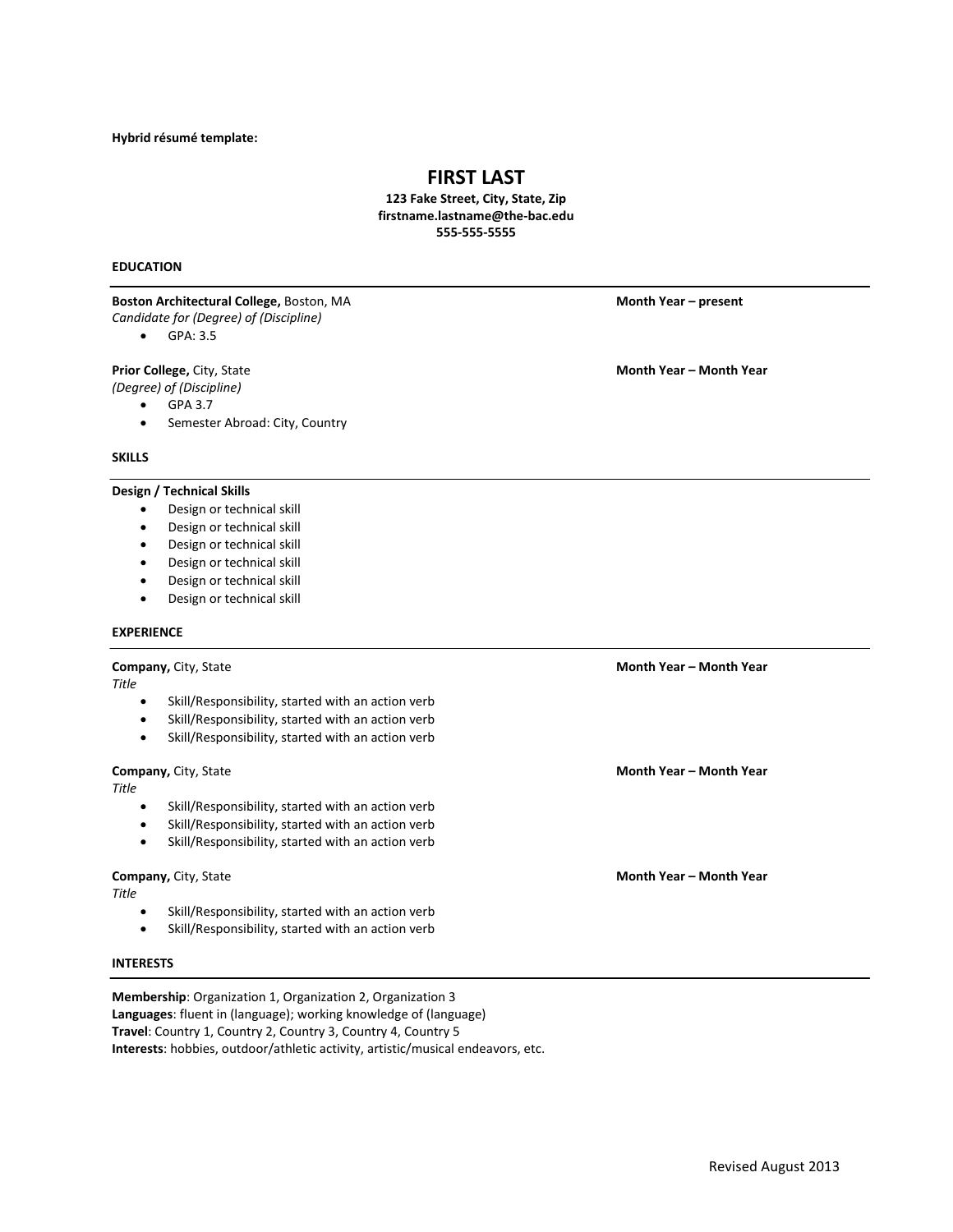**Hybrid résumé template:**

# FIRST LAST

**123 Fake Street, City, State, Zip**
**firstname.lastname@the-bac.edu**
**555-555-5555**

## EDUCATION

**Boston Architectural College,** Boston, MA **Month Year – present**
*Candidate for (Degree) of (Discipline)*

- GPA: 3.5

**Prior College,** City, State **Month Year – Month Year**
*(Degree) of (Discipline)*

- GPA 3.7
- Semester Abroad: City, Country

## SKILLS

**Design / Technical Skills**

- Design or technical skill
- Design or technical skill
- Design or technical skill
- Design or technical skill
- Design or technical skill
- Design or technical skill

## EXPERIENCE

**Company,** City, State **Month Year – Month Year**
*Title*

- Skill/Responsibility, started with an action verb
- Skill/Responsibility, started with an action verb
- Skill/Responsibility, started with an action verb

**Company,** City, State **Month Year – Month Year**
*Title*

- Skill/Responsibility, started with an action verb
- Skill/Responsibility, started with an action verb
- Skill/Responsibility, started with an action verb

**Company,** City, State **Month Year – Month Year**
*Title*

- Skill/Responsibility, started with an action verb
- Skill/Responsibility, started with an action verb

## INTERESTS

**Membership**: Organization 1, Organization 2, Organization 3
**Languages**: fluent in (language); working knowledge of (language)
**Travel**: Country 1, Country 2, Country 3, Country 4, Country 5
**Interests**: hobbies, outdoor/athletic activity, artistic/musical endeavors, etc.

Revised August 2013